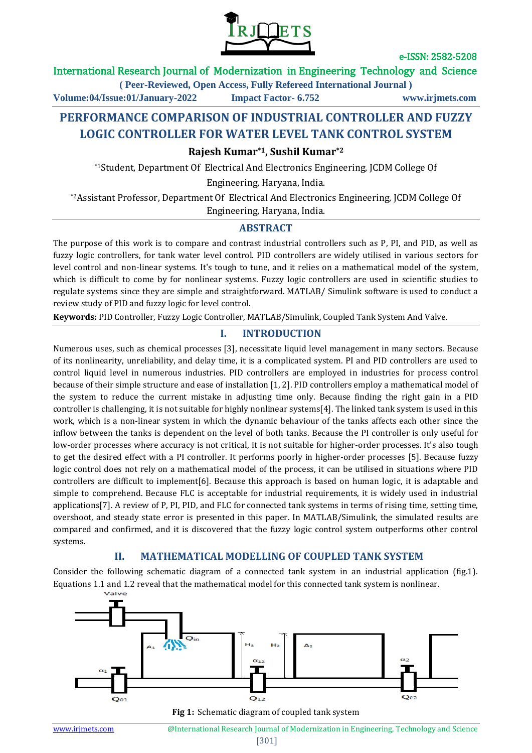# PERFORMANCE COMPARISON OF INDUSTRIAL CONTROLLER AND FUZZY LOGIC CONTROLLER FOR WATER LEVEL TANK CONTROL SYSTEM

**Rajesh Kumar*[1], Sushil Kumar*[2]**

*[1]Student, Department Of Electrical And Electronics Engineering, JCDM College Of Engineering, Haryana, India.

*[2]Assistant Professor, Department Of Electrical And Electronics Engineering, JCDM College Of Engineering, Haryana, India.

## ABSTRACT

The purpose of this work is to compare and contrast industrial controllers such as P, PI, and PID, as well as fuzzy logic controllers, for tank water level control. PID controllers are widely utilised in various sectors for level control and non-linear systems. It's tough to tune, and it relies on a mathematical model of the system, which is difficult to come by for nonlinear systems. Fuzzy logic controllers are used in scientific studies to regulate systems since they are simple and straightforward. MATLAB/ Simulink software is used to conduct a review study of PID and fuzzy logic for level control.

**Keywords:** PID Controller, Fuzzy Logic Controller, MATLAB/Simulink, Coupled Tank System And Valve.

## I. INTRODUCTION

Numerous uses, such as chemical processes [3], necessitate liquid level management in many sectors. Because of its nonlinearity, unreliability, and delay time, it is a complicated system. PI and PID controllers are used to control liquid level in numerous industries. PID controllers are employed in industries for process control because of their simple structure and ease of installation [1, 2]. PID controllers employ a mathematical model of the system to reduce the current mistake in adjusting time only. Because finding the right gain in a PID controller is challenging, it is not suitable for highly nonlinear systems[4]. The linked tank system is used in this work, which is a non-linear system in which the dynamic behaviour of the tanks affects each other since the inflow between the tanks is dependent on the level of both tanks. Because the PI controller is only useful for low-order processes where accuracy is not critical, it is not suitable for higher-order processes. It's also tough to get the desired effect with a PI controller. It performs poorly in higher-order processes [5]. Because fuzzy logic control does not rely on a mathematical model of the process, it can be utilised in situations where PID controllers are difficult to implement[6]. Because this approach is based on human logic, it is adaptable and simple to comprehend. Because FLC is acceptable for industrial requirements, it is widely used in industrial applications[7]. A review of P, PI, PID, and FLC for connected tank systems in terms of rising time, setting time, overshoot, and steady state error is presented in this paper. In MATLAB/Simulink, the simulated results are compared and confirmed, and it is discovered that the fuzzy logic control system outperforms other control systems.

## II. MATHEMATICAL MODELLING OF COUPLED TANK SYSTEM

Consider the following schematic diagram of a connected tank system in an industrial application (fig.1). Equations 1.1 and 1.2 reveal that the mathematical model for this connected tank system is nonlinear.

Valve, $Q_{in}$, $A_1$, $H_1$, $H_2$, $A_2$, $\alpha_1$, $\alpha_{12}$, $\alpha_2$, $Q_{01}$, $Q_{12}$, $Q_{02}$

**Fig 1:** Schematic diagram of coupled tank system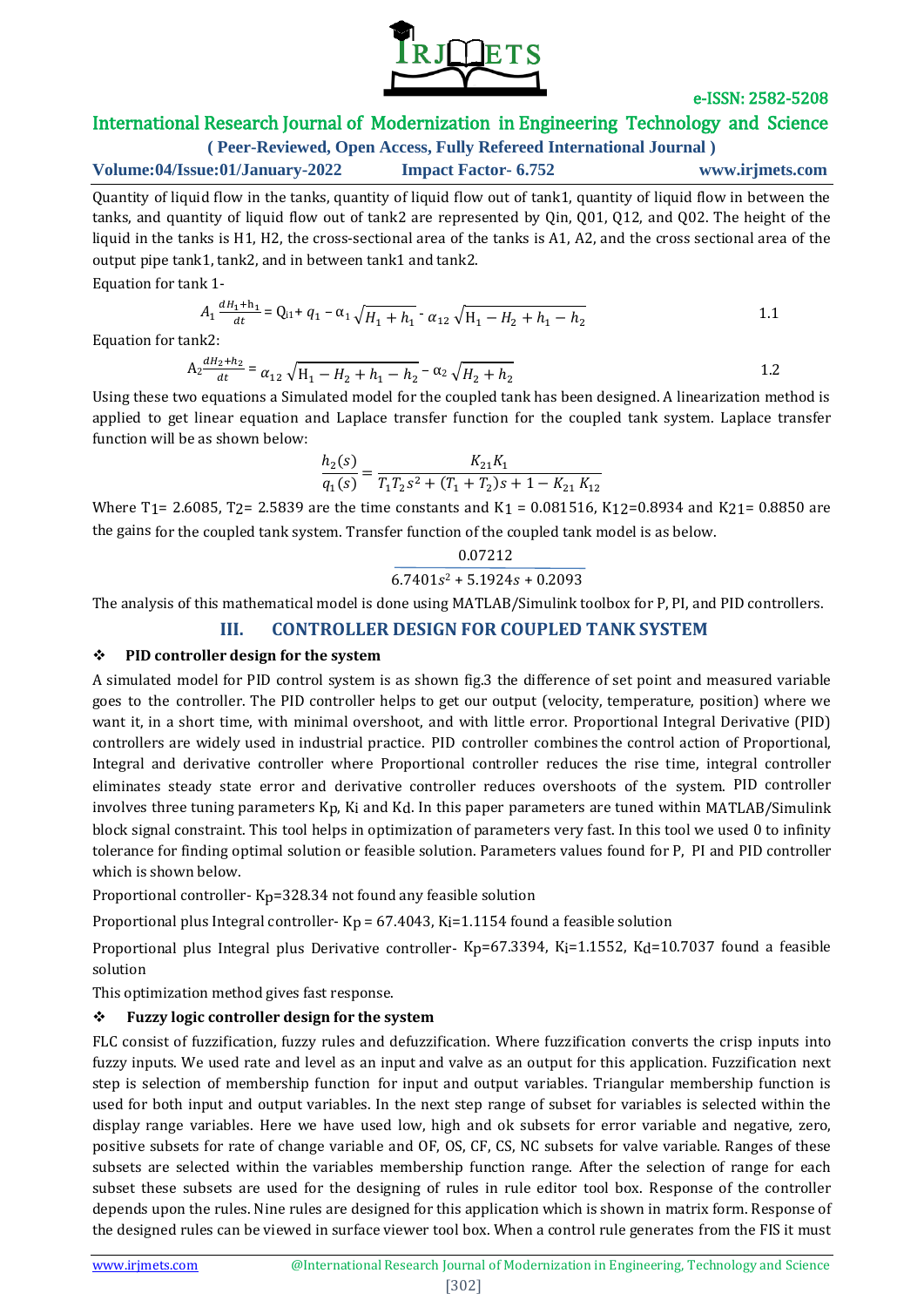Quantity of liquid flow in the tanks, quantity of liquid flow out of tank1, quantity of liquid flow in between the tanks, and quantity of liquid flow out of tank2 are represented by Qin, Q01, Q12, and Q02. The height of the liquid in the tanks is H1, H2, the cross-sectional area of the tanks is A1, A2, and the cross sectional area of the output pipe tank1, tank2, and in between tank1 and tank2.

Equation for tank 1-

$$A_1 \frac{dH_1 + h_1}{dt} = Q_{i1} + q_1 - \alpha_1 \sqrt{H_1 + h_1} - \alpha_{12} \sqrt{H_1 - H_2 + h_1 - h_2} \qquad 1.1$$

Equation for tank2:

$$A_2 \frac{dH_2 + h_2}{dt} = \alpha_{12} \sqrt{H_1 - H_2 + h_1 - h_2} - \alpha_2 \sqrt{H_2 + h_2} \qquad 1.2$$

Using these two equations a Simulated model for the coupled tank has been designed. A linearization method is applied to get linear equation and Laplace transfer function for the coupled tank system. Laplace transfer function will be as shown below:

$$\frac{h_2(s)}{q_1(s)} = \frac{K_{21} K_1}{T_1 T_2 s^2 + (T_1 + T_2)s + 1 - K_{21} K_{12}}$$

Where $T_1$= 2.6085, $T_2$= 2.5839 are the time constants and $K_1$ = 0.081516, $K_{12}$=0.8934 and $K_{21}$= 0.8850 are the gains for the coupled tank system. Transfer function of the coupled tank model is as below.

$$\frac{0.07212}{6.7401s^2 + 5.1924s + 0.2093}$$

The analysis of this mathematical model is done using MATLAB/Simulink toolbox for P, PI, and PID controllers.

## III. CONTROLLER DESIGN FOR COUPLED TANK SYSTEM

### ❖ PID controller design for the system

A simulated model for PID control system is as shown fig.3 the difference of set point and measured variable goes to the controller. The PID controller helps to get our output (velocity, temperature, position) where we want it, in a short time, with minimal overshoot, and with little error. Proportional Integral Derivative (PID) controllers are widely used in industrial practice. PID controller combines the control action of Proportional, Integral and derivative controller where Proportional controller reduces the rise time, integral controller eliminates steady state error and derivative controller reduces overshoots of the system. PID controller involves three tuning parameters $K_p$, $K_i$ and $K_d$. In this paper parameters are tuned within MATLAB/Simulink block signal constraint. This tool helps in optimization of parameters very fast. In this tool we used 0 to infinity tolerance for finding optimal solution or feasible solution. Parameters values found for P, PI and PID controller which is shown below.

Proportional controller- $K_p$=328.34 not found any feasible solution

Proportional plus Integral controller- $K_p$ = 67.4043, $K_i$=1.1154 found a feasible solution

Proportional plus Integral plus Derivative controller- $K_p$=67.3394, $K_i$=1.1552, $K_d$=10.7037 found a feasible solution

This optimization method gives fast response.

### ❖ Fuzzy logic controller design for the system

FLC consist of fuzzification, fuzzy rules and defuzzification. Where fuzzification converts the crisp inputs into fuzzy inputs. We used rate and level as an input and valve as an output for this application. Fuzzification next step is selection of membership function for input and output variables. Triangular membership function is used for both input and output variables. In the next step range of subset for variables is selected within the display range variables. Here we have used low, high and ok subsets for error variable and negative, zero, positive subsets for rate of change variable and OF, OS, CF, CS, NC subsets for valve variable. Ranges of these subsets are selected within the variables membership function range. After the selection of range for each subset these subsets are used for the designing of rules in rule editor tool box. Response of the controller depends upon the rules. Nine rules are designed for this application which is shown in matrix form. Response of the designed rules can be viewed in surface viewer tool box. When a control rule generates from the FIS it must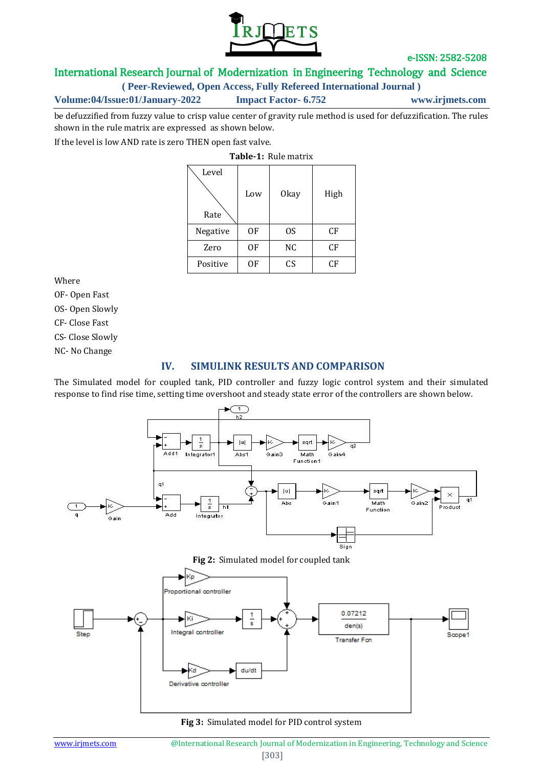be defuzzified from fuzzy value to crisp value center of gravity rule method is used for defuzzification. The rules shown in the rule matrix are expressed as shown below.

If the level is low AND rate is zero THEN open fast valve.

**Table-1:** Rule matrix

| Rate \ Level | Low | Okay | High |
|---|---|---|---|
| Negative | OF | OS | CF |
| Zero | OF | NC | CF |
| Positive | OF | CS | CF |

Where

OF- Open Fast

OS- Open Slowly

CF- Close Fast

CS- Close Slowly

NC- No Change

## IV. SIMULINK RESULTS AND COMPARISON

The Simulated model for coupled tank, PID controller and fuzzy logic control system and their simulated response to find rise time, setting time overshoot and steady state error of the controllers are shown below.

**Fig 2:** Simulated model for coupled tank

**Fig 3:** Simulated model for PID control system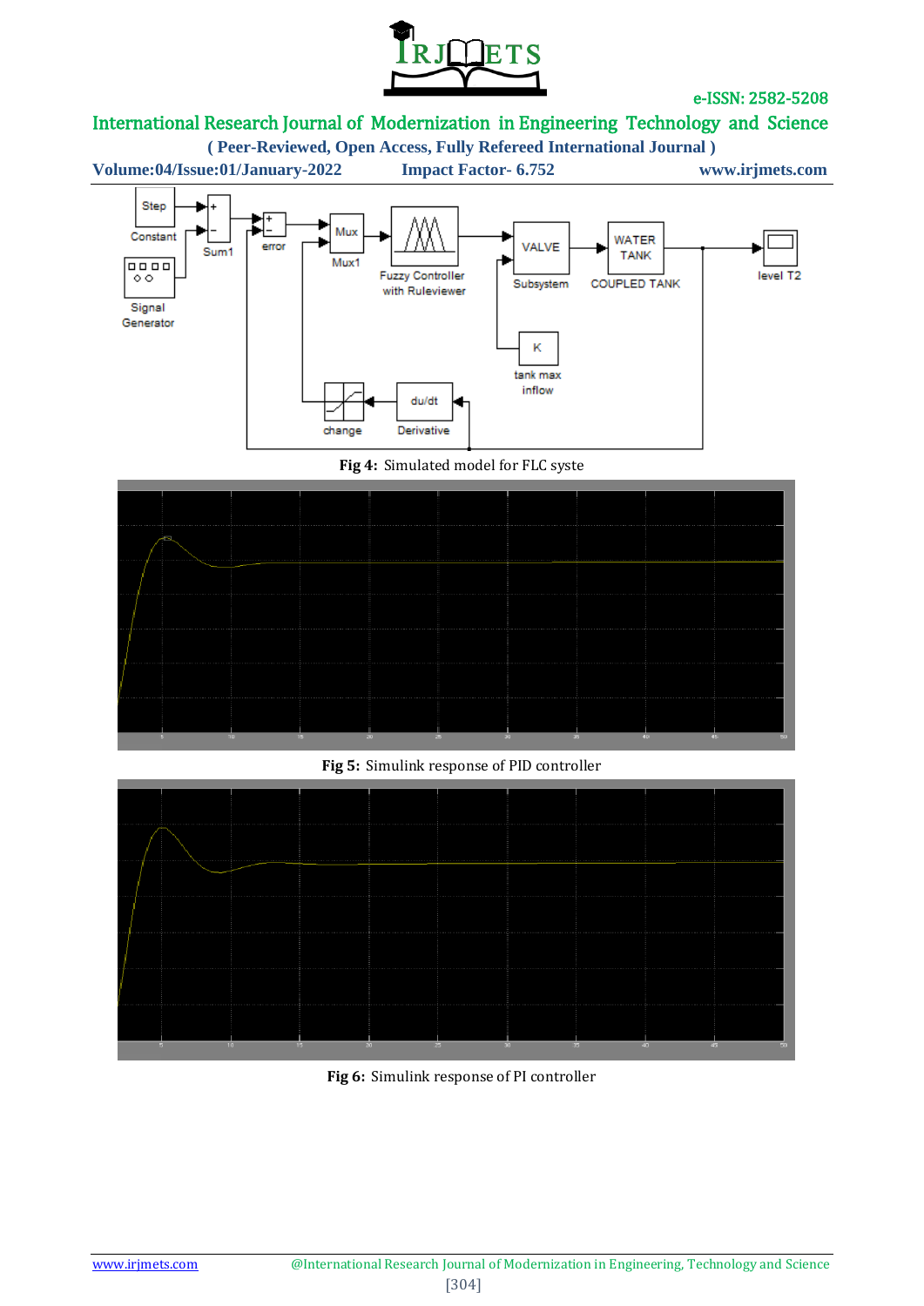Fig 4: Simulated model for FLC syste

Fig 5: Simulink response of PID controller

Fig 6: Simulink response of PI controller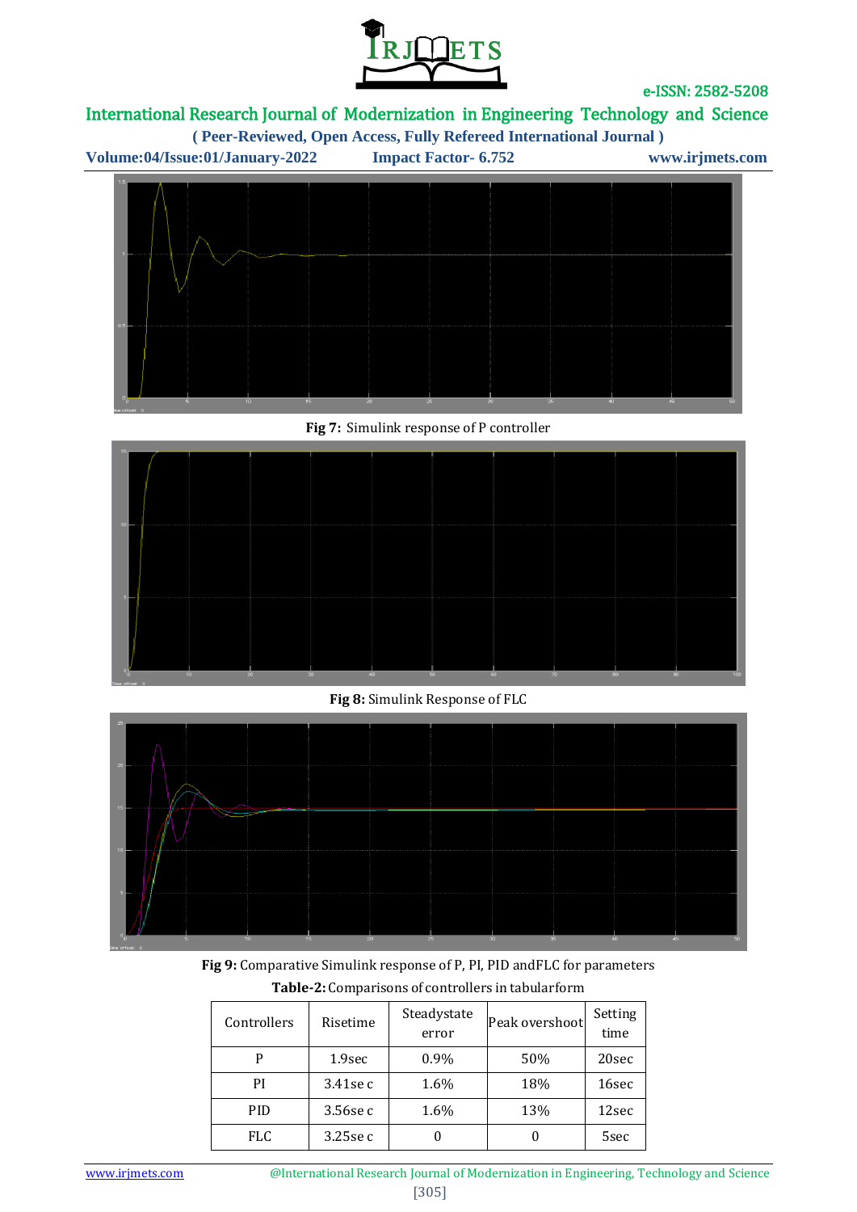**Fig 7:** Simulink response of P controller

**Fig 8:** Simulink Response of FLC

**Fig 9:** Comparative Simulink response of P, PI, PID andFLC for parameters

**Table-2:** Comparisons of controllers in tabularform

| Controllers | Risetime | Steadystate error | Peak overshoot | Setting time |
|---|---|---|---|---|
| P | 1.9sec | 0.9% | 50% | 20sec |
| PI | 3.41se c | 1.6% | 18% | 16sec |
| PID | 3.56se c | 1.6% | 13% | 12sec |
| FLC | 3.25se c | 0 | 0 | 5sec |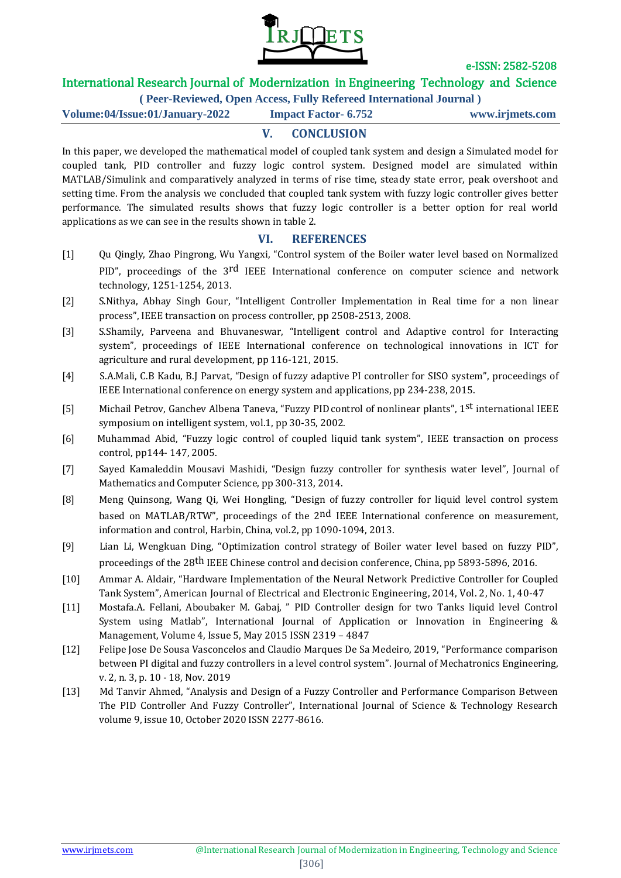## V. CONCLUSION

In this paper, we developed the mathematical model of coupled tank system and design a Simulated model for coupled tank, PID controller and fuzzy logic control system. Designed model are simulated within MATLAB/Simulink and comparatively analyzed in terms of rise time, steady state error, peak overshoot and setting time. From the analysis we concluded that coupled tank system with fuzzy logic controller gives better performance. The simulated results shows that fuzzy logic controller is a better option for real world applications as we can see in the results shown in table 2.

## VI. REFERENCES

[1] Qu Qingly, Zhao Pingrong, Wu Yangxi, "Control system of the Boiler water level based on Normalized PID", proceedings of the 3rd IEEE International conference on computer science and network technology, 1251-1254, 2013.

[2] S.Nithya, Abhay Singh Gour, "Intelligent Controller Implementation in Real time for a non linear process", IEEE transaction on process controller, pp 2508-2513, 2008.

[3] S.Shamily, Parveena and Bhuvaneswar, "Intelligent control and Adaptive control for Interacting system", proceedings of IEEE International conference on technological innovations in ICT for agriculture and rural development, pp 116-121, 2015.

[4] S.A.Mali, C.B Kadu, B.J Parvat, "Design of fuzzy adaptive PI controller for SISO system", proceedings of IEEE International conference on energy system and applications, pp 234-238, 2015.

[5] Michail Petrov, Ganchev Albena Taneva, "Fuzzy PID control of nonlinear plants", 1st international IEEE symposium on intelligent system, vol.1, pp 30-35, 2002.

[6] Muhammad Abid, "Fuzzy logic control of coupled liquid tank system", IEEE transaction on process control, pp144- 147, 2005.

[7] Sayed Kamaleddin Mousavi Mashidi, "Design fuzzy controller for synthesis water level", Journal of Mathematics and Computer Science, pp 300-313, 2014.

[8] Meng Quinsong, Wang Qi, Wei Hongling, "Design of fuzzy controller for liquid level control system based on MATLAB/RTW", proceedings of the 2nd IEEE International conference on measurement, information and control, Harbin, China, vol.2, pp 1090-1094, 2013.

[9] Lian Li, Wengkuan Ding, "Optimization control strategy of Boiler water level based on fuzzy PID", proceedings of the 28th IEEE Chinese control and decision conference, China, pp 5893-5896, 2016.

[10] Ammar A. Aldair, "Hardware Implementation of the Neural Network Predictive Controller for Coupled Tank System", American Journal of Electrical and Electronic Engineering, 2014, Vol. 2, No. 1, 40-47

[11] Mostafa.A. Fellani, Aboubaker M. Gabaj, " PID Controller design for two Tanks liquid level Control System using Matlab", International Journal of Application or Innovation in Engineering & Management, Volume 4, Issue 5, May 2015 ISSN 2319 – 4847

[12] Felipe Jose De Sousa Vasconcelos and Claudio Marques De Sa Medeiro, 2019, "Performance comparison between PI digital and fuzzy controllers in a level control system". Journal of Mechatronics Engineering, v. 2, n. 3, p. 10 - 18, Nov. 2019

[13] Md Tanvir Ahmed, "Analysis and Design of a Fuzzy Controller and Performance Comparison Between The PID Controller And Fuzzy Controller", International Journal of Science & Technology Research volume 9, issue 10, October 2020 ISSN 2277-8616.